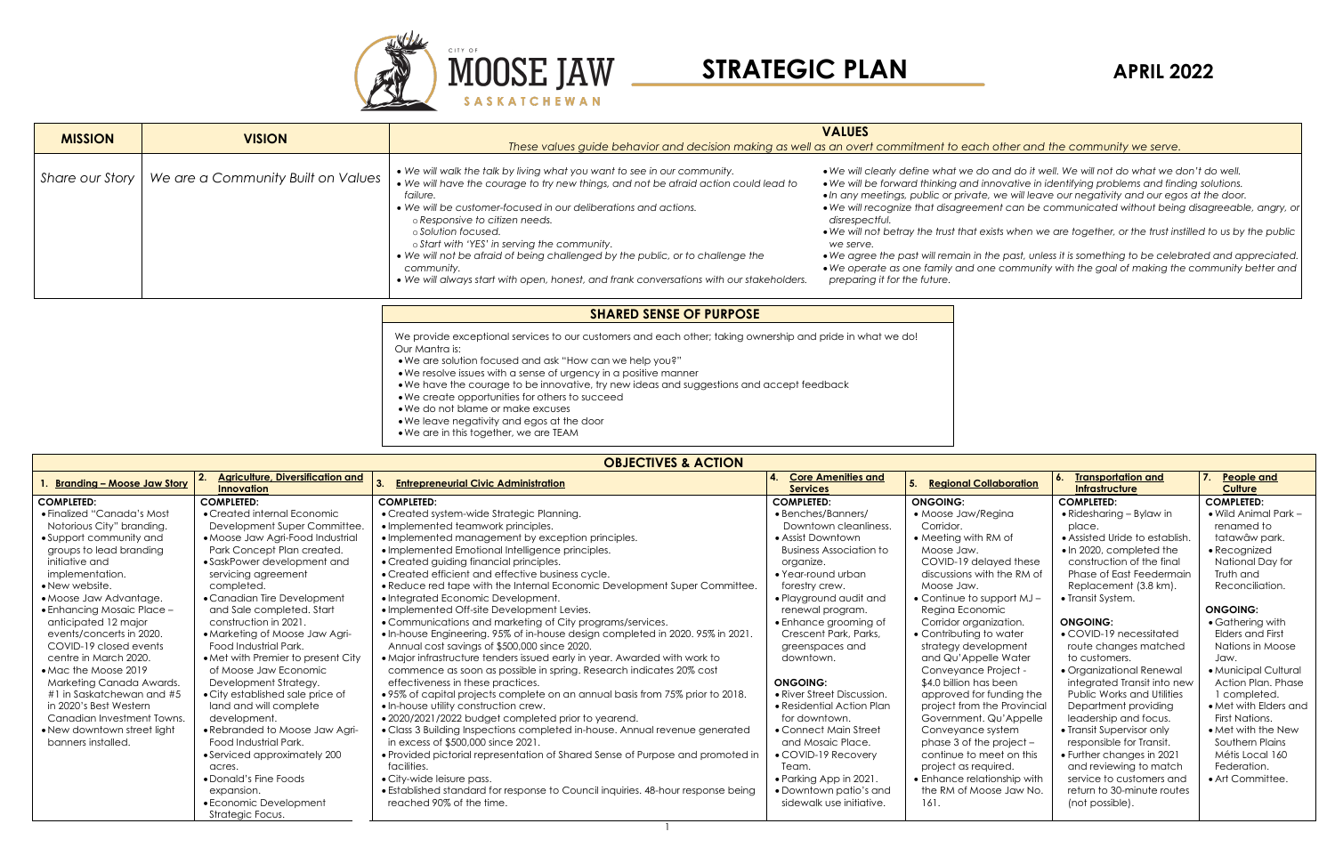# CITY OF MOOSE JAW SASKATCHEWAN — STRATEGIC PLAN

## APRIL 2022

| MISSION | VISION | VALUES |
|---|---|---|
| | | *These values guide behavior and decision making as well as an overt commitment to each other and the community we serve.* |
| Share our Story | We are a Community Built on Values | • *We will walk the talk by living what you want to see in our community.*<br>• *We will have the courage to try new things, and not be afraid action could lead to failure.*<br>• *We will be customer-focused in our deliberations and actions.*<br>○ *Responsive to citizen needs.*<br>○ *Solution focused.*<br>○ *Start with 'YES' in serving the community.*<br>• *We will not be afraid of being challenged by the public, or to challenge the community.*<br>• *We will always start with open, honest, and frank conversations with our stakeholders.*<br>• *We will clearly define what we do and do it well. We will not do what we don't do well.*<br>• *We will be forward thinking and innovative in identifying problems and finding solutions.*<br>• *In any meetings, public or private, we will leave our negativity and our egos at the door.*<br>• *We will recognize that disagreement can be communicated without being disagreeable, angry, or disrespectful.*<br>• *We will not betray the trust that exists when we are together, or the trust instilled to us by the public we serve.*<br>• *We agree the past will remain in the past, unless it is something to be celebrated and appreciated.*<br>• *We operate as one family and one community with the goal of making the community better and preparing it for the future.* |

## SHARED SENSE OF PURPOSE

We provide exceptional services to our customers and each other; taking ownership and pride in what we do!
Our Mantra is:

- We are solution focused and ask "How can we help you?"
- We resolve issues with a sense of urgency in a positive manner
- We have the courage to be innovative, try new ideas and suggestions and accept feedback
- We create opportunities for others to succeed
- We do not blame or make excuses
- We leave negativity and egos at the door
- We are in this together, we are TEAM

## OBJECTIVES & ACTION

| 1. Branding – Moose Jaw Story | 2. Agriculture, Diversification and Innovation | 3. Entrepreneurial Civic Administration | 4. Core Amenities and Services | 5. Regional Collaboration | 6. Transportation and Infrastructure | 7. People and Culture |
|---|---|---|---|---|---|---|
| **COMPLETED:**<br>• Finalized "Canada's Most Notorious City" branding.<br>• Support community and groups to lead branding initiative and implementation.<br>• New website.<br>• Moose Jaw Advantage.<br>• Enhancing Mosaic Place – anticipated 12 major events/concerts in 2020. COVID-19 closed events centre in March 2020.<br>• Mac the Moose 2019 Marketing Canada Awards. #1 in Saskatchewan and #5 in 2020's Best Western Canadian Investment Towns.<br>• New downtown street light banners installed. | **COMPLETED:**<br>• Created internal Economic Development Super Committee.<br>• Moose Jaw Agri-Food Industrial Park Concept Plan created.<br>• SaskPower development and servicing agreement completed.<br>• Canadian Tire Development and Sale completed. Start construction in 2021.<br>• Marketing of Moose Jaw Agri-Food Industrial Park.<br>• Met with Premier to present City of Moose Jaw Economic Development Strategy.<br>• City established sale price of land and will complete development.<br>• Rebranded to Moose Jaw Agri-Food Industrial Park.<br>• Serviced approximately 200 acres.<br>• Donald's Fine Foods expansion.<br>• Economic Development Strategic Focus. | **COMPLETED:**<br>• Created system-wide Strategic Planning.<br>• Implemented teamwork principles.<br>• Implemented management by exception principles.<br>• Implemented Emotional Intelligence principles.<br>• Created guiding financial principles.<br>• Created efficient and effective business cycle.<br>• Reduce red tape with the Internal Economic Development Super Committee.<br>• Integrated Economic Development.<br>• Implemented Off-site Development Levies.<br>• Communications and marketing of City programs/services.<br>• In-house Engineering. 95% of in-house design completed in 2020. 95% in 2021. Annual cost savings of $500,000 since 2020.<br>• Major infrastructure tenders issued early in year. Awarded with work to commence as soon as possible in spring. Research indicates 20% cost effectiveness in these practices.<br>• 95% of capital projects complete on an annual basis from 75% prior to 2018.<br>• In-house utility construction crew.<br>• 2020/2021/2022 budget completed prior to yearend.<br>• Class 3 Building Inspections completed in-house. Annual revenue generated in excess of $500,000 since 2021.<br>• Provided pictorial representation of Shared Sense of Purpose and promoted in facilities.<br>• City-wide leisure pass.<br>• Established standard for response to Council inquiries. 48-hour response being reached 90% of the time. | **COMPLETED:**<br>• Benches/Banners/ Downtown cleanliness.<br>• Assist Downtown Business Association to organize.<br>• Year-round urban forestry crew.<br>• Playground audit and renewal program.<br>• Enhance grooming of Crescent Park, Parks, greenspaces and downtown.<br><br>**ONGOING:**<br>• River Street Discussion.<br>• Residential Action Plan for downtown.<br>• Connect Main Street and Mosaic Place.<br>• COVID-19 Recovery Team.<br>• Parking App in 2021.<br>• Downtown patio's and sidewalk use initiative. | **ONGOING:**<br>• Moose Jaw/Regina Corridor.<br>• Meeting with RM of Moose Jaw. COVID-19 delayed these discussions with the RM of Moose Jaw.<br>• Continue to support MJ – Regina Economic Corridor organization.<br>• Contributing to water strategy development and Qu'Appelle Water Conveyance Project - $4.0 billion has been approved for funding the project from the Provincial Government. Qu'Appelle Conveyance system phase 3 of the project – continue to meet on this project as required.<br>• Enhance relationship with the RM of Moose Jaw No. 161. | **COMPLETED:**<br>• Ridesharing – Bylaw in place.<br>• Assisted Uride to establish.<br>• In 2020, completed the construction of the final Phase of East Feedermain Replacement (3.8 km).<br>• Transit System.<br><br>**ONGOING:**<br>• COVID-19 necessitated route changes matched to customers.<br>• Organizational Renewal integrated Transit into new Public Works and Utilities Department providing leadership and focus.<br>• Transit Supervisor only responsible for Transit.<br>• Further changes in 2021 and reviewing to match service to customers and return to 30-minute routes (not possible). | **COMPLETED:**<br>• Wild Animal Park – renamed to tatawâw park.<br>• Recognized National Day for Truth and Reconciliation.<br><br>**ONGOING:**<br>• Gathering with Elders and First Nations in Moose Jaw.<br>• Municipal Cultural Action Plan. Phase 1 completed.<br>• Met with Elders and First Nations.<br>• Met with the New Southern Plains Métis Local 160 Federation.<br>• Art Committee. |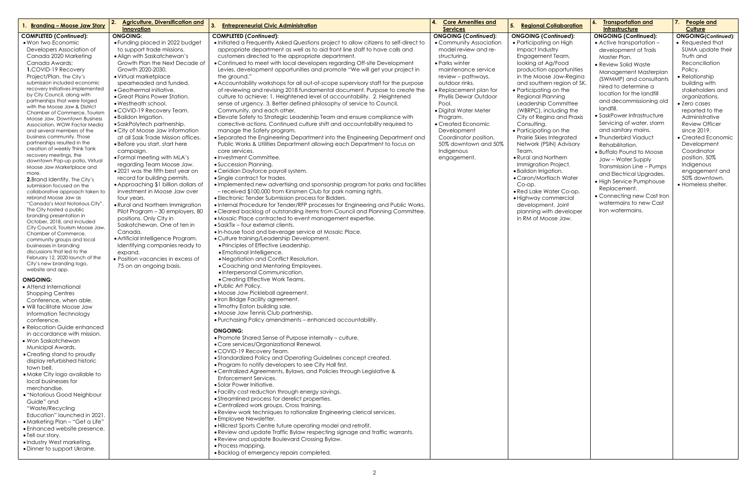## 1. Branding – Moose Jaw Story

**COMPLETED (*Continued*):**

- Won two Economic Developers Association of Canada 2020 Marketing Canada Awards:
  **1.** COVID-19 Recovery Project/Plan. The City's submission included economic recovery initiatives implemented by City Council, along with partnerships that were forged with the Moose Jaw & District Chamber of Commerce, Tourism Moose Jaw, Downtown Business Association, WOW Factor Media and several members of the business community. Those partnerships resulted in the creation of weekly Think Tank recovery meetings, the downtown Pop-up patio, Virtual Moose Jaw Marketplace and more.
  **2.** Brand Identity. The City's submission focused on the collaborative approach taken to rebrand Moose Jaw as "Canada's Most Notorious City". The City hosted a public branding presentation in October, 2018, and included City Council, Tourism Moose Jaw, Chamber of Commerce, community groups and local businesses in branding discussions that led to the February 12, 2020 launch of the City's new branding logo, website and app.

**ONGOING:**

- Attend International Shopping Centres Conference, when able.
- Will facilitate Moose Jaw Information Technology conference.
- Relocation Guide enhanced in accordance with mission.
- Won Saskatchewan Municipal Awards.
- Creating stand to proudly display refurbished historic town bell.
- Make City logo available to local businesses for merchandise.
- "Notorious Good Neighbour Guide" and "Waste/Recycling Education" launched in 2021.
- Marketing Plan – "Get a Life"
- Enhanced website presence.
- Tell our story.
- Industry West marketing.
- Dinner to support Ukraine.

## 2. Agriculture, Diversification and Innovation

**ONGOING:**

- Funding placed in 2022 budget to support trade missions.
- Align with Saskatchewan's Growth Plan the Next Decade of Growth 2020-2030.
- Virtual marketplace spearheaded and funded.
- Geothermal initiative.
- Great Plains Power Station.
- Westheath school.
- COVID-19 Recovery Team.
- Baildon Irrigation.
- SaskPolytech partnership.
- City of Moose Jaw information at all Sask Trade Mission offices.
- Before you start, start here campaign.
- Formal meeting with MLA's regarding Team Moose Jaw.
- 2021 was the fifth best year on record for building permits.
- Approaching $1 billion dollars of investment in Moose Jaw over four years.
- Rural and Northern Immigration Pilot Program – 30 employers, 80 positions. Only City in Saskatchewan. One of ten in Canada.
- Artificial Intelligence Program. Identifying companies ready to expand.
- Position vacancies in excess of 75 on an ongoing basis.

## 3. Entrepreneurial Civic Administration

**COMPLETED (*Continued*):**

- Initiated a Frequently Asked Questions project to allow citizens to self-direct to appropriate department as well as to aid front line staff to have calls and customers directed to the appropriate department.
- Continued to meet with local developers regarding Off-site Development Levies, development opportunities and promote "We will get your project in the ground."
- Accountability workshops for all out-of-scope supervisory staff for the purpose of reviewing and revising 2018 fundamental document. Purpose to create the culture to achieve: 1. Heightened level of accountability. 2. Heightened sense of urgency. 3. Better defined philosophy of service to Council, Community, and each other.
- Elevate Safety to Strategic Leadership Team and ensure compliance with corrective actions. Continued culture shift and accountability required to manage the Safety program.
- Separated the Engineering Department into the Engineering Department and Public Works & Utilities Department allowing each Department to focus on core services.
- Investment Committee.
- Succession Planning.
- Ceridian Dayforce payroll system.
- Single contract for trades.
- Implemented new advertising and sponsorship program for parks and facilities – received $100,000 from Kinsmen Club for park naming rights.
- Electronic Tender Submission process for Bidders.
- Internal Procedure for Tender/RFP processes for Engineering and Public Works.
- Cleared backlog of outstanding items from Council and Planning Committee.
- Mosaic Place contracted to event management expertise.
- SaskTix – four external clients.
- In-house food and beverage service at Mosaic Place.
- Culture training/Leadership Development.
  - Principles of Effective Leadership.
  - Emotional Intelligence.
  - Negotiation and Conflict Resolution.
  - Coaching and Mentoring Employees.
  - Interpersonal Communication.
  - Creating Effective Work Teams.
- Public Art Policy.
- Moose Jaw Pickleball agreement.
- Iron Bridge Facility agreement.
- Timothy Eaton building sale.
- Moose Jaw Tennis Club partnership.
- Purchasing Policy amendments – enhanced accountability.

**ONGOING:**

- Promote Shared Sense of Purpose internally – culture.
- Core services/Organizational Renewal.
- COVID-19 Recovery Team.
- Standardized Policy and Operating Guidelines concept created.
- Program to notify developers to see City Hall first.
- Centralized Agreements, Bylaws, and Policies through Legislative & Enforcement Services.
- Solar Power Initiative.
- Facility cost reduction through energy savings.
- Streamlined process for derelict properties.
- Centralized work groups. Cross training.
- Review work techniques to rationalize Engineering clerical services.
- Employee Newsletter.
- Hillcrest Sports Centre future operating model and retrofit.
- Review and update Traffic Bylaw respecting signage and traffic warrants.
- Review and update Boulevard Crossing Bylaw.
- Process mapping.
- Backlog of emergency repairs completed.

## 4. Core Amenities and Services

**ONGOING (*Continued*):**

- Community Association model review and re-structuring.
- Parks winter maintenance service review – pathways, outdoor rinks.
- Replacement plan for Phyllis Dewar Outdoor Pool.
- Digital Water Meter Program.
- Created Economic Development Coordinator position. 50% downtown and 50% Indigenous engagement.

## 5. Regional Collaboration

**ONGOING (*Continued*):**

- Participating on High Impact Industry Engagement Team, looking at Ag/Food production opportunities in the Moose Jaw-Regina and southern region of SK.
- Participating on the Regional Planning Leadership Committee (WBRPC), including the City of Regina and Praxis Consulting.
- Participating on the Prairie Skies Integrated Network (PSIN) Advisory Team.
- Rural and Northern Immigration Project.
- Baildon Irrigation.
- Caron/Mortlach Water Co-op.
- Red Lake Water Co-op.
- Highway commercial development. Joint planning with developer in RM of Moose Jaw.

## 6. Transportation and Infrastructure

**ONGOING (Continued):**

- Active transportation – development of Trails Master Plan.
- Review Solid Waste Management Masterplan (SWMMP) and consultants hired to determine a location for the landfill and decommissioning old landfill.
- SaskPower Infrastructure Servicing of water, storm and sanitary mains.
- Thunderbird Viaduct Rehabilitation.
- Buffalo Pound to Moose Jaw – Water Supply Transmission Line – Pumps and Electrical Upgrades.
- High Service Pumphouse Replacement.
- Connecting new Cast Iron watermains to new Cast Iron watermains.

## 7. People and Culture

**ONGOING(*Continued*):**

- Requested that SUMA update their Truth and Reconciliation Policy.
- Relationship building with stakeholders and organizations.
- Zero cases reported to the Administrative Review Officer since 2019.
- Created Economic Development Coordinator position. 50% Indigenous engagement and 50% downtown.
- Homeless shelter.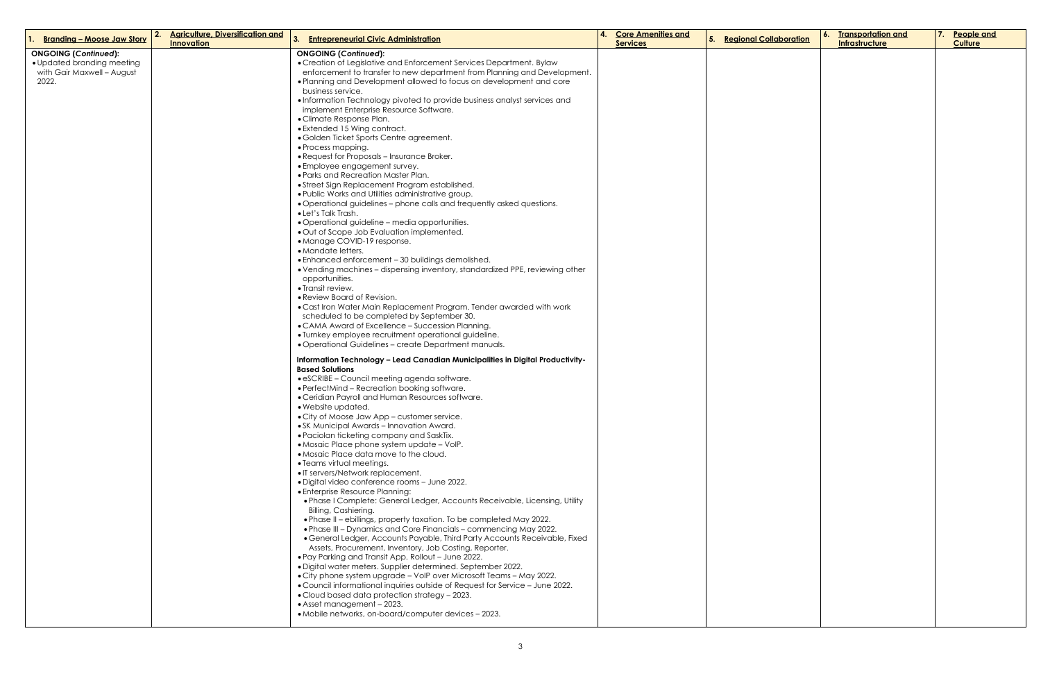| 1. Branding – Moose Jaw Story | 2. Agriculture, Diversification and Innovation | 3. Entrepreneurial Civic Administration | 4. Core Amenities and Services | 5. Regional Collaboration | 6. Transportation and Infrastructure | 7. People and Culture |
|---|---|---|---|---|---|---|
| **ONGOING (*Continued*):**<br>• Updated branding meeting with Gair Maxwell – August 2022. | | **ONGOING (*Continued*):**<br>• Creation of Legislative and Enforcement Services Department. Bylaw enforcement to transfer to new department from Planning and Development.<br>• Planning and Development allowed to focus on development and core business service.<br>• Information Technology pivoted to provide business analyst services and implement Enterprise Resource Software.<br>• Climate Response Plan.<br>• Extended 15 Wing contract.<br>• Golden Ticket Sports Centre agreement.<br>• Process mapping.<br>• Request for Proposals – Insurance Broker.<br>• Employee engagement survey.<br>• Parks and Recreation Master Plan.<br>• Street Sign Replacement Program established.<br>• Public Works and Utilities administrative group.<br>• Operational guidelines – phone calls and frequently asked questions.<br>• Let's Talk Trash.<br>• Operational guideline – media opportunities.<br>• Out of Scope Job Evaluation implemented.<br>• Manage COVID-19 response.<br>• Mandate letters.<br>• Enhanced enforcement – 30 buildings demolished.<br>• Vending machines – dispensing inventory, standardized PPE, reviewing other opportunities.<br>• Transit review.<br>• Review Board of Revision.<br>• Cast Iron Water Main Replacement Program. Tender awarded with work scheduled to be completed by September 30.<br>• CAMA Award of Excellence – Succession Planning.<br>• Turnkey employee recruitment operational guideline.<br>• Operational Guidelines – create Department manuals.<br><br>**Information Technology – Lead Canadian Municipalities in Digital Productivity-Based Solutions**<br>• eSCRIBE – Council meeting agenda software.<br>• PerfectMind – Recreation booking software.<br>• Ceridian Payroll and Human Resources software.<br>• Website updated.<br>• City of Moose Jaw App – customer service.<br>• SK Municipal Awards – Innovation Award.<br>• Paciolan ticketing company and SaskTix.<br>• Mosaic Place phone system update – VoIP.<br>• Mosaic Place data move to the cloud.<br>• Teams virtual meetings.<br>• IT servers/Network replacement.<br>• Digital video conference rooms – June 2022.<br>• Enterprise Resource Planning:<br>&nbsp;&nbsp;• Phase I Complete: General Ledger, Accounts Receivable, Licensing, Utility Billing, Cashiering.<br>&nbsp;&nbsp;• Phase II – ebillings, property taxation. To be completed May 2022.<br>&nbsp;&nbsp;• Phase III – Dynamics and Core Financials – commencing May 2022.<br>&nbsp;&nbsp;• General Ledger, Accounts Payable, Third Party Accounts Receivable, Fixed Assets, Procurement, Inventory, Job Costing, Reporter.<br>• Pay Parking and Transit App. Rollout – June 2022.<br>• Digital water meters. Supplier determined. September 2022.<br>• City phone system upgrade – VoIP over Microsoft Teams – May 2022.<br>• Council informational inquiries outside of Request for Service – June 2022.<br>• Cloud based data protection strategy – 2023.<br>• Asset management – 2023.<br>• Mobile networks, on-board/computer devices – 2023. | | | | |